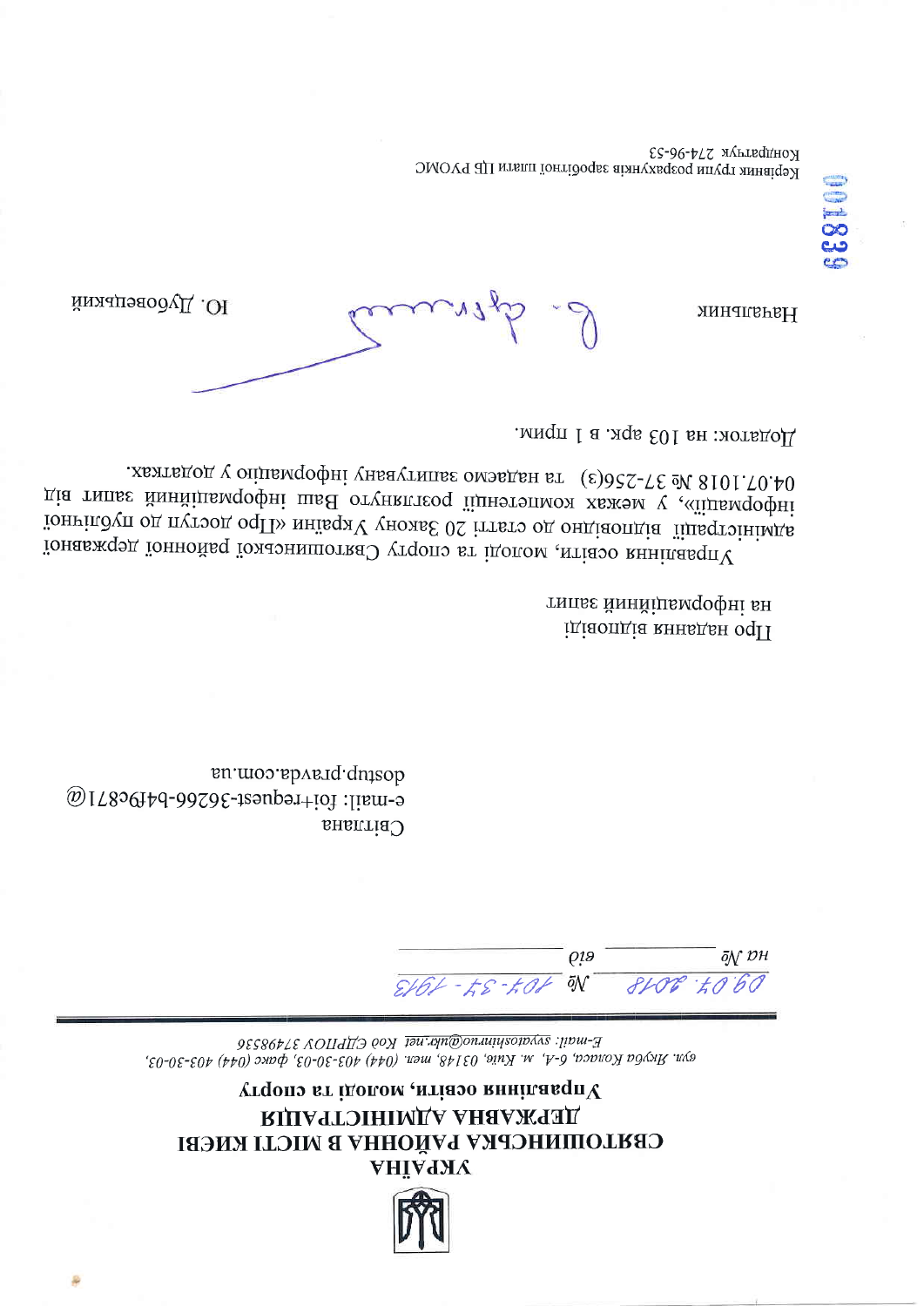# УКРАЇНА

## СВЯТОШИНСЬКА РАЙОННА В МІСТІ КИЄВІ ДЕРЖАВНА АДМІНІСТРАЦІЯ

### Управління освіти, молоді та спорту

*вул. Якуба Коласа, 6-А, м. Київ, 03148, тел. (044) 403-30-03, факс (044) 403-30-03,*
*E-mail: svyatoshinuno@ukr.net Код ЄДРПОУ 37498536*

*09.04.2018* № *104-37-1913*

на № ____________ від ____________

Світлана
e-mail: foi+request-36266-b4f9c871@
dostup.pravda.com.ua

Про надання відповіді
на інформаційний запит

Управління освіти, молоді та спорту Святошинської районної державної адміністрації відповідно до статті 20 Закону України «Про доступ до публічної інформації», у межах компетенції розглянуто Ваш інформаційний запит від 04.07.1018 № 37-256(з) та надаємо запитувану інформацію у додатках.

Додаток: на 103 арк. в 1 прим.

Начальник Ю. Дубовецький

Керівник групи розрахунків заробітної плати ЦБ РУОМС
Кондратюк 274-96-53

001839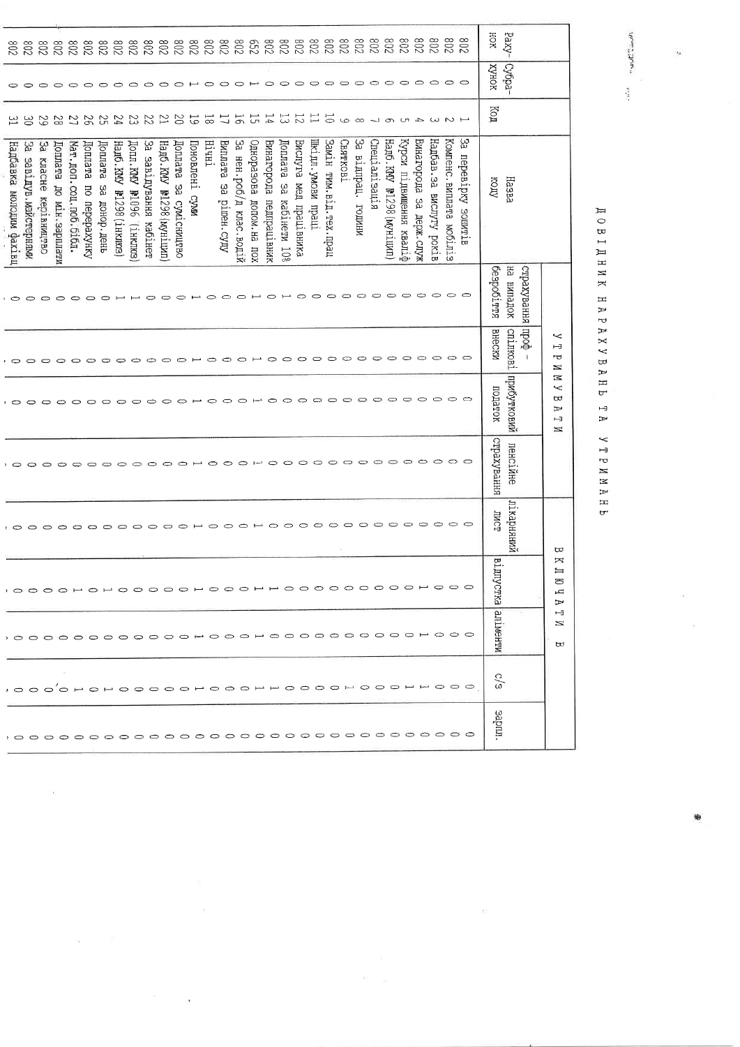# ДОВІДНИК НАРАХУВАНЬ ТА УТРИМАНЬ

| Рахунок | Субрахунок | Код | Назва коду | УТРИМУВАТИ | | | | ВКЛЮЧАТИ В | | | | |
|---|---|---|---|---|---|---|---|---|---|---|---|---|
| | | | | страхування на випадок безробіття | проф-спілкові внески | прибутковий податок | пенсійне страхування | лікарняний лист | відпустка | аліменти | с/з | зарпл. |
| 802 | 0 | 1 | За перевірку зошитів | 0 | 0 | 0 | 0 | 0 | 0 | 0 | 0 | 0 |
| 802 | 0 | 2 | Компенс.виплата мобіліз | 0 | 0 | 0 | 0 | 0 | 0 | 0 | 0 | 0 |
| 802 | 0 | 3 | Надбав.за вислугу років | 0 | 0 | 0 | 0 | 0 | 0 | 0 | 1 | 0 |
| 802 | 0 | 4 | Винагорода за держ.служ | 0 | 0 | 0 | 0 | 0 | 1 | 1 | 1 | 0 |
| 802 | 0 | 5 | Курси підвищення кваліф | 0 | 0 | 0 | 0 | 0 | 0 | 0 | 0 | 0 |
| 802 | 0 | 6 | Надб.КМУ №1298(муніцип) | 0 | 0 | 0 | 0 | 0 | 0 | 0 | 1 | 0 |
| 802 | 0 | 7 | Спеціалізація | 0 | 0 | 0 | 0 | 0 | 0 | 0 | 0 | 0 |
| 802 | 0 | 8 | За відпрац. години | 0 | 0 | 0 | 0 | 0 | 0 | 0 | 0 | 0 |
| 802 | 0 | 9 | Святкові | 0 | 0 | 0 | 0 | 0 | 0 | 0 | 1 | 0 |
| 802 | 0 | 10 | Замін тим.відс.пед.прац | 0 | 0 | 0 | 0 | 0 | 0 | 0 | 0 | 0 |
| 802 | 0 | 11 | Шкідл.умови праці | 0 | 0 | 0 | 0 | 0 | 0 | 0 | 0 | 0 |
| 802 | 0 | 12 | Вислуга мед працівника | 0 | 0 | 0 | 0 | 0 | 0 | 0 | 0 | 0 |
| 802 | 0 | 13 | Доплата за кабінети 10% | 1 | 0 | 0 | 0 | 0 | 1 | 0 | 1 | 0 |
| 802 | 0 | 14 | Винагорода педпрацівник | 0 | 0 | 0 | 0 | 0 | 1 | 0 | 1 | 0 |
| 652 | 1 | 15 | Одноразова допом.на пох | 1 | 1 | 1 | 1 | 1 | 0 | 1 | 0 | 0 |
| 802 | 0 | 16 | За нен.роб/д клас.водій | 0 | 0 | 0 | 0 | 0 | 0 | 0 | 0 | 0 |
| 802 | 0 | 17 | Виплата за рішен.суду | 0 | 0 | 0 | 0 | 0 | 0 | 0 | 0 | 0 |
| 802 | 0 | 18 | Нічні | 0 | 0 | 0 | 0 | 0 | 0 | 0 | 0 | 0 |
| 802 | 1 | 19 | Поновлені суми | 1 | 1 | 1 | 1 | 1 | 1 | 1 | 1 | 0 |
| 802 | 0 | 20 | Доплата за суміщництво | 0 | 0 | 0 | 0 | 0 | 0 | 0 | 0 | 0 |
| 802 | 0 | 21 | Надб.КМУ №1298(муніцип) | 0 | 0 | 0 | 0 | 0 | 0 | 0 | 0 | 0 |
| 802 | 0 | 22 | За завідування кабінет | 1 | 0 | 0 | 0 | 0 | 0 | 0 | 0 | 0 |
| 802 | 0 | 23 | Допл.КМУ №1096 (інклюз) | 1 | 0 | 0 | 0 | 0 | 0 | 0 | 0 | 0 |
| 802 | 0 | 24 | Надб.КМУ №1298(інклюз) | 1 | 0 | 0 | 0 | 0 | 0 | 0 | 0 | 0 |
| 802 | 0 | 25 | Доплата за донор.день | 0 | 0 | 0 | 0 | 0 | 1 | 0 | 1 | 0 |
| 802 | 0 | 26 | Доплата по перерахунку | 0 | 0 | 0 | 0 | 0 | 0 | 0 | 0 | 0 |
| 802 | 0 | 27 | Мат.доп.соц.поб.бібл. | 0 | 0 | 0 | 0 | 0 | 1 | 0 | 1 | 0 |
| 802 | 0 | 28 | Доплата до мін.зарплати | 0 | 0 | 0 | 0 | 0 | 0 | 0 | 0 | 0 |
| 802 | 0 | 29 | За класне керівництво | 0 | 0 | 0 | 0 | 0 | 0 | 0 | 0 | 0 |
| 802 | 0 | 30 | За завідув.майстернями | 0 | 0 | 0 | 0 | 0 | 0 | 0 | 0 | 0 |
| 802 | 0 | 31 | Надбавка молодим фахівц | 0 | 0 | 0 | 0 | 0 | 0 | 0 | 0 | 0 |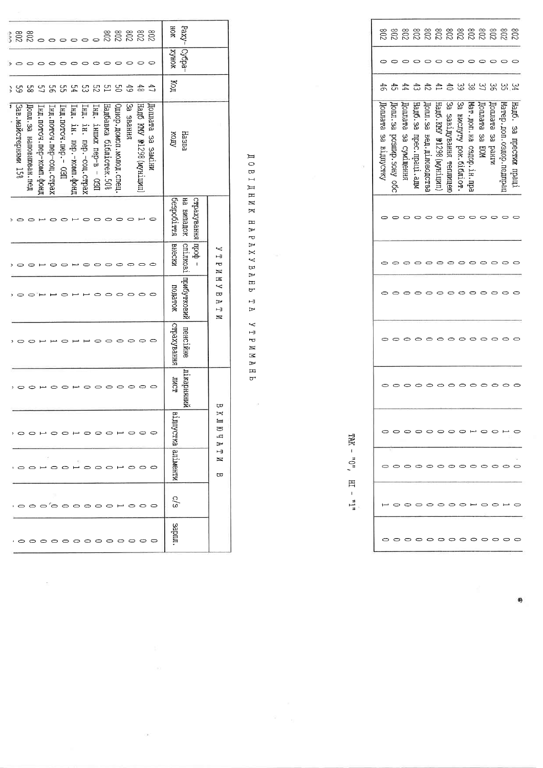| Рахунок | Субрахунок | Код | Назва коду | страхування на випадок безробіття | проф - спілкові внески | прибутковий податок | пенсійне страхування | лікарняний лист | відпустка | аліменти | с/з | зарпл. |
|---|---|---|---|---|---|---|---|---|---|---|---|---|
| 802 | 0 | 34 | Надб. за престиж праці | 0 | 0 | 0 | 0 | 0 | 0 | 0 | 0 | 0 |
| 802 | 0 | 35 | Матер.доп.оздор.педпрац | 0 | 0 | 0 | 0 | 0 | 1 | 0 | 1 | 0 |
| 802 | 0 | 36 | Доплата за ранги | 0 | 0 | 0 | 0 | 0 | 0 | 0 | 0 | 0 |
| 802 | 0 | 37 | Доплата за ЕОМ | 0 | 0 | 0 | 0 | 0 | 0 | 0 | 0 | 0 |
| 802 | 0 | 38 | Мат.доп.на оздор.ін.пра | 0 | 0 | 0 | 0 | 0 | 1 | 0 | 1 | 0 |
| 802 | 0 | 39 | За вислугу рок.бібліот. | 0 | 0 | 0 | 0 | 0 | 0 | 0 | 0 | 0 |
| 802 | 0 | 40 | За завідування теплицею | 0 | 0 | 0 | 0 | 0 | 0 | 0 | 0 | 0 |
| 802 | 0 | 41 | Надб.КМУ №1298(муніцип) | 0 | 0 | 0 | 0 | 0 | 0 | 0 | 0 | 0 |
| 802 | 0 | 42 | Допл.за вед.діловодства | 0 | 0 | 0 | 0 | 0 | 0 | 0 | 0 | 0 |
| 802 | 0 | 43 | Надб.за прес.праці.адм | 0 | 0 | 0 | 0 | 0 | 0 | 0 | 0 | 0 |
| 802 | 0 | 44 | Доплата за суміщення | 0 | 0 | 0 | 0 | 0 | 0 | 0 | 0 | 0 |
| 802 | 0 | 45 | Допл.за розшир.зону обс | 0 | 0 | 0 | 0 | 0 | 0 | 0 | 0 | 0 |
| 802 | 0 | 46 | Доплата за відпустку | 0 | 0 | 0 | 0 | 0 | 0 | 0 | 1 | 0 |

ТАК - "0", НІ - "1"

# ДОВІДНИК НАРАХУВАНЬ ТА УТРИМАНЬ

| Рахунок | Субрахунок | Код | Назва коду | УТРИМУВАТИ | | | | ВКЛЮЧАТИ В | | | | |
|---|---|---|---|---|---|---|---|---|---|---|---|---|
| | | | | страхування на випадок безробіття | проф - спілкові внески | прибутковий податок | пенсійне страхування | лікарняний лист | відпустка | аліменти | с/з | зарпл. |
| 802 | 0 | 47 | Доплата за заміни | 0 | 0 | 0 | 0 | 0 | 0 | 0 | 0 | 0 |
| 802 | 0 | 48 | Надб КМУ №1298(муніцип) | 1 | 0 | 0 | 0 | 0 | 0 | 0 | 0 | 0 |
| 802 | 0 | 49 | За звання | 0 | 0 | 0 | 0 | 0 | 0 | 0 | 0 | 0 |
| 802 | 0 | 50 | Однор.допом.молод.спец. | 0 | 0 | 0 | 0 | 0 | 1 | 1 | 1 | 0 |
| 802 | 0 | 51 | Надбавка бібліотек.50% | 0 | 0 | 0 | 0 | 0 | 0 | 0 | 0 | 0 |
| 0 | 0 | 52 | Інд. інших пер-в - ОЗП | 0 | 0 | 0 | 0 | 0 | 0 | 0 | 0 | 0 |
| 0 | 0 | 53 | Інд. ін. пер.-соц.страх | 0 | 0 | 1 | 1 | 0 | 0 | 0 | 0 | 0 |
| 0 | 0 | 54 | Інд. ін. пер.-комп.фонд | 1 | 1 | 1 | 1 | 1 | 1 | 1 | 0 | 0 |
| 0 | 0 | 55 | Інд.поточ.пер.- ОЗП | 0 | 0 | 0 | 0 | 0 | 0 | 0 | 0 | 0 |
| 0 | 0 | 56 | Інд.поточ.пер-соц.страх | 0 | 0 | 1 | 1 | 0 | 0 | 0 | 0 | 0 |
| 0 | 0 | 57 | Інд.поточ.пер-комп.фонд | 1 | 1 | 1 | 1 | 1 | 1 | 1 | 0 | 0 |
| 802 | 0 | 58 | Допл.за наповнюван.пед | 0 | 0 | 0 | 0 | 0 | 0 | 0 | 0 | 0 |
| 802 | 0 | 59 | Зав.майстернями 15% | 0 | 0 | 0 | 0 | 0 | 0 | 0 | 0 | 0 |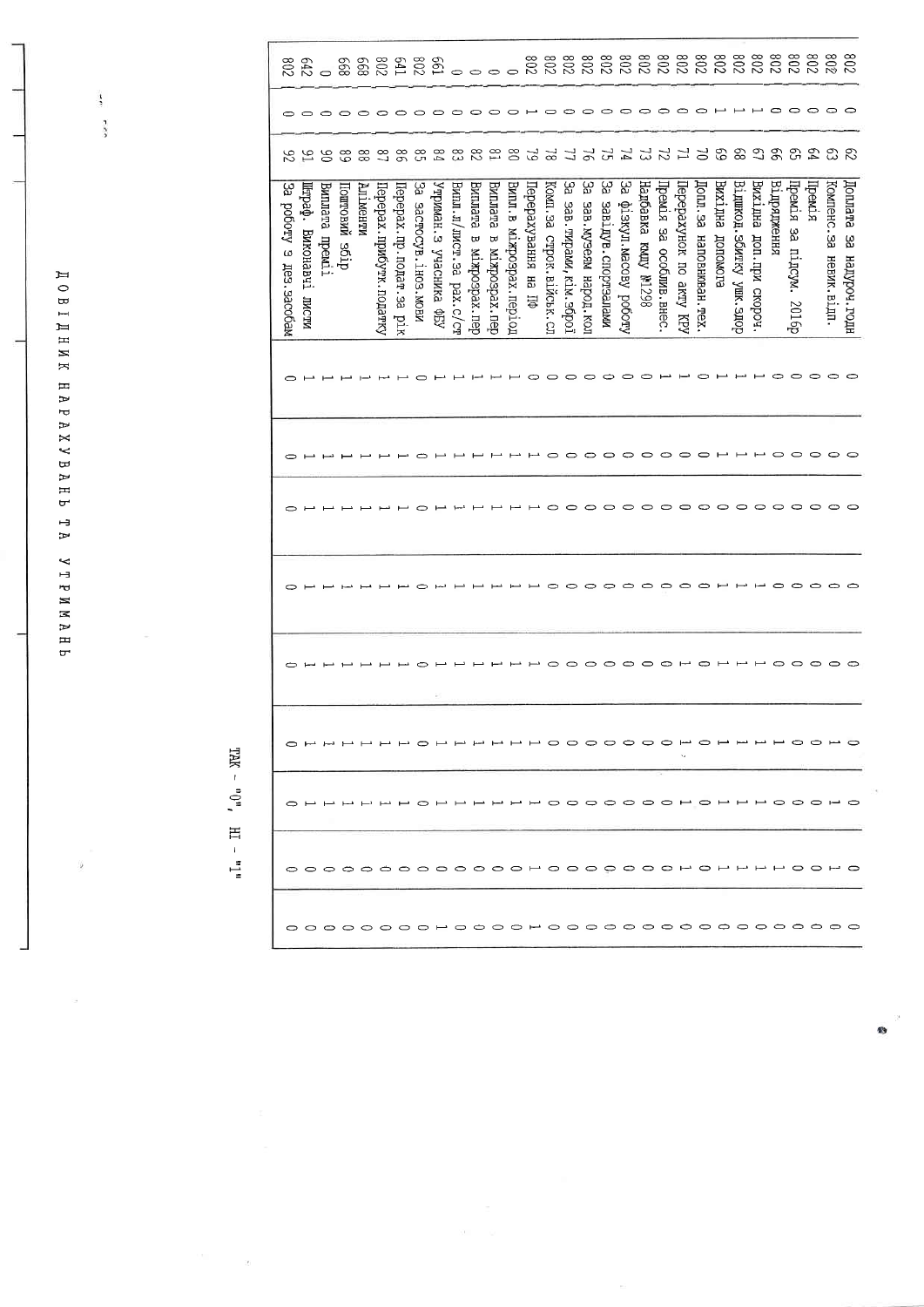# ДОВІДНИК НАРАХУВАНЬ ТА УТРИМАНЬ

ТАК - "0", НІ - "1"

| | | | | | | | | | | | | |
|---|---|---|---|---|---|---|---|---|---|---|---|---|
| 802 | 0 | 62 | Доплата за надуроч.годн | 0 | 0 | 0 | 0 | 0 | 0 | 0 | 0 | 0 |
| 802 | 0 | 63 | Компенс.за невик.відп. | 0 | 0 | 0 | 0 | 0 | 1 | 1 | 1 | 0 |
| 802 | 0 | 64 | Премія | 0 | 0 | 0 | 0 | 0 | 0 | 0 | 0 | 0 |
| 802 | 0 | 65 | Премія за підсум. 2016р | 0 | 0 | 0 | 0 | 0 | 0 | 0 | 0 | 0 |
| 802 | 0 | 66 | Відрядження | 0 | 0 | 0 | 0 | 0 | 1 | 1 | 1 | 0 |
| 802 | 1 | 67 | Вихідна доп.при скороч. | 1 | 1 | 0 | 1 | 1 | 1 | 1 | 1 | 0 |
| 802 | 1 | 68 | Відшкод.збитку ушк.здор | 1 | 1 | 0 | 1 | 1 | 1 | 1 | 1 | 0 |
| 802 | 1 | 69 | Вихідна допомога | 1 | 1 | 0 | 1 | 1 | 1 | 1 | 1 | 0 |
| 802 | 0 | 70 | Допл.за наповнюван.тех. | 1 | 0 | 0 | 0 | 0 | 0 | 0 | 0 | 0 |
| 802 | 0 | 71 | Перерахунок по акту КРУ | 1 | 0 | 0 | 0 | 1 | 1 | 1 | 1 | 0 |
| 802 | 0 | 72 | Премія за особлив.внес. | 1 | 0 | 0 | 0 | 0 | 0 | 0 | 0 | 0 |
| 802 | 0 | 73 | Надбавка КМУ №1298 | 0 | 0 | 0 | 0 | 0 | 0 | 0 | 0 | 0 |
| 802 | 0 | 74 | За фізкул.масову роботу | 0 | 0 | 0 | 0 | 0 | 0 | 0 | 0 | 0 |
| 802 | 0 | 75 | За завідув.спортзалами | 0 | 0 | 0 | 0 | 0 | 0 | 0 | 0 | 0 |
| 802 | 0 | 76 | За зав.музеєм народ.кол | 0 | 0 | 0 | 0 | 0 | 0 | 0 | 0 | 0 |
| 802 | 0 | 77 | За зав.тирами,кім.зброї | 0 | 0 | 0 | 0 | 0 | 0 | 0 | 0 | 0 |
| 802 | 0 | 78 | Комп.за строк.військ.сл | 0 | 0 | 0 | 0 | 0 | 0 | 0 | 0 | 0 |
| 802 | 1 | 79 | Перерахування на ПФ | 0 | 1 | 1 | 1 | 1 | 1 | 1 | 1 | 1 |
| 0 | 0 | 80 | Випл.в міжрозрах.період | 1 | 1 | 1 | 1 | 1 | 1 | 1 | 0 | 0 |
| 0 | 0 | 81 | Виплата в міжрозрах.пер | 1 | 1 | 1 | 1 | 1 | 1 | 1 | 0 | 0 |
| 0 | 0 | 82 | Виплата в міжрозрах.пер | 1 | 1 | 1 | 1 | 1 | 1 | 1 | 0 | 0 |
| 0 | 0 | 83 | Випл.л/лист.за рах.с/ст | 1 | 1 | 1 | 1 | 1 | 1 | 1 | 0 | 0 |
| 161 | 0 | 84 | Утриман.з учасника ФБУ | 1 | 1 | 1 | 1 | 1 | 1 | 1 | 0 | 1 |
| 802 | 0 | 85 | За застосув.іноз.мови | 0 | 0 | 0 | 0 | 0 | 0 | 0 | 0 | 0 |
| 641 | 0 | 86 | Перерах.пр.подат.за рік | 1 | 1 | 1 | 1 | 1 | 1 | 1 | 0 | 0 |
| 802 | 0 | 87 | Перерах.прибутк.податку | 1 | 1 | 1 | 1 | 1 | 1 | 1 | 0 | 0 |
| 669 | 0 | 88 | Аліменти | 1 | 1 | 1 | 1 | 1 | 1 | 1 | 0 | 0 |
| 668 | 0 | 89 | Поштовий збір | 1 | 1 | 1 | 1 | 1 | 1 | 1 | 0 | 0 |
| 0 | 0 | 90 | Виплата премії | 1 | 1 | 1 | 1 | 1 | 1 | 1 | 0 | 0 |
| 642 | 0 | 91 | Штраф. Виконавчі листи | 1 | 1 | 1 | 1 | 1 | 1 | 1 | 0 | 0 |
| 802 | 0 | 92 | За роботу з дез.засобам | 0 | 0 | 0 | 0 | 0 | 0 | 0 | 0 | 0 |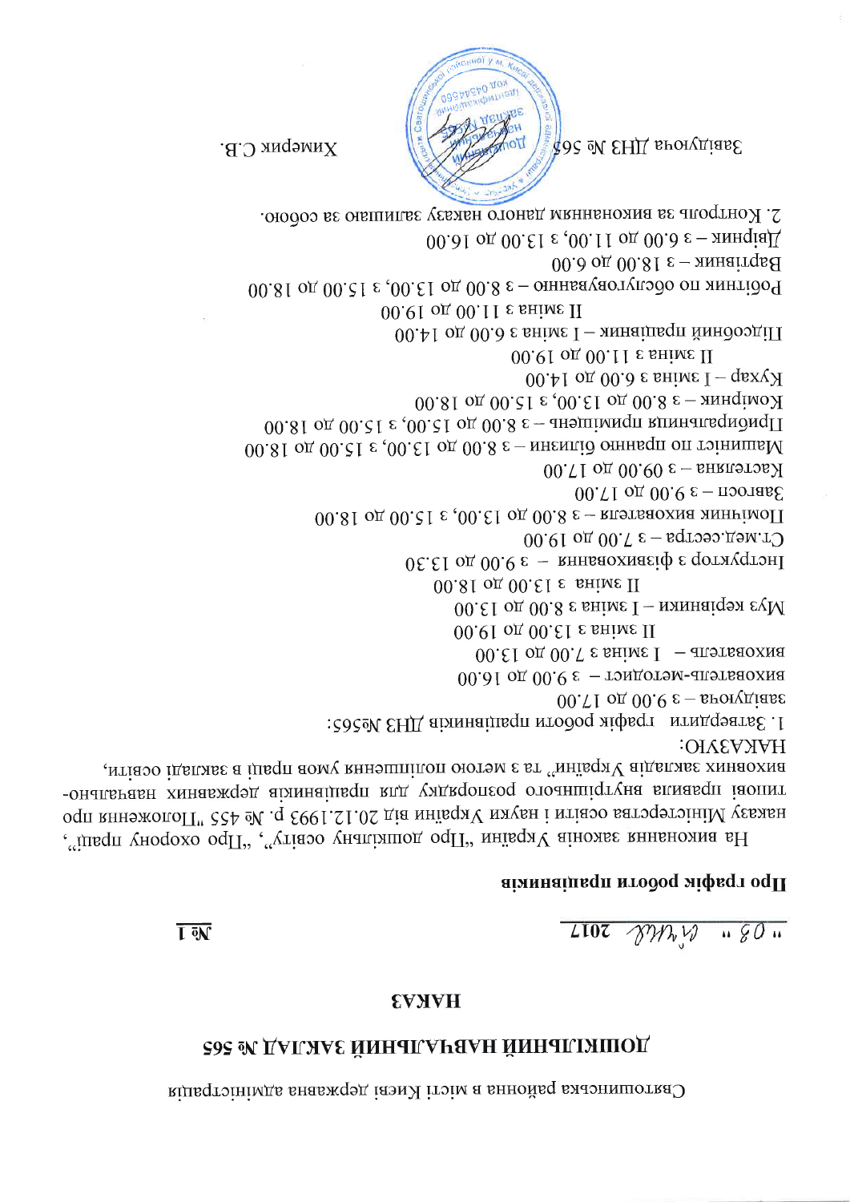Святошинська районна в місті Києві державна адміністрація

# ДОШКІЛЬНИЙ НАВЧАЛЬНИЙ ЗАКЛАД № 565

## НАКАЗ

« 08 » квітня 2017 &nbsp;&nbsp;&nbsp;&nbsp;&nbsp;&nbsp;&nbsp;&nbsp; № 1

**Про графік роботи працівників**

На виконання законів України „Про дошкільну освіту", „Про охорону праці", наказу Міністерства освіти і науки України від 20.12.1993 р. № 455 "Положення про типові правила внутрішнього розпорядку для працівників державних навчально-виховних закладів України" та з метою поліпшення умов праці в закладі освіти,

НАКАЗУЮ:

1. Затвердити графік роботи працівників ДНЗ №565:

завідуюча – з 9.00 до 17.00
вихователь-методист – з 9.00 до 16.00
вихователь – I зміна з 7.00 до 13.00
II зміна з 13.00 до 19.00
Муз керівники – I зміна з 8.00 до 13.00
II зміна з 13.00 до 18.00
Інструктор з фізвиховання – з 9.00 до 13.30
Ст.мед.сестра – з 7.00 до 19.00
Помічник вихователя – з 8.00 до 13.00, з 15.00 до 18.00
Завгосп – з 9.00 до 17.00
Кастелянка – з 09.00 до 17.00
Машиніст по пранню білизни – з 8.00 до 13.00, з 15.00 до 18.00
Прибиральник приміщень – з 8.00 до 15.00, з 15.00 до 18.00
Комірник – з 8.00 до 13.00, з 15.00 до 18.00
Кухар – I зміна з 6.00 до 14.00
II зміна з 11.00 до 19.00
Підсобний працівник – I зміна з 6.00 до 14.00
II зміна з 11.00 до 19.00
Робітник по обслуговуванню – з 8.00 до 13.00, з 15.00 до 18.00
Вартівник – з 18.00 до 6.00
Двірник – з 6.00 до 11.00, з 13.00 до 16.00

2. Контроль за виконанням даного наказу залишаю за собою.

Завідуюча ДНЗ № 565 &nbsp;&nbsp;&nbsp;&nbsp;&nbsp;&nbsp;&nbsp;&nbsp; Химерик С.В.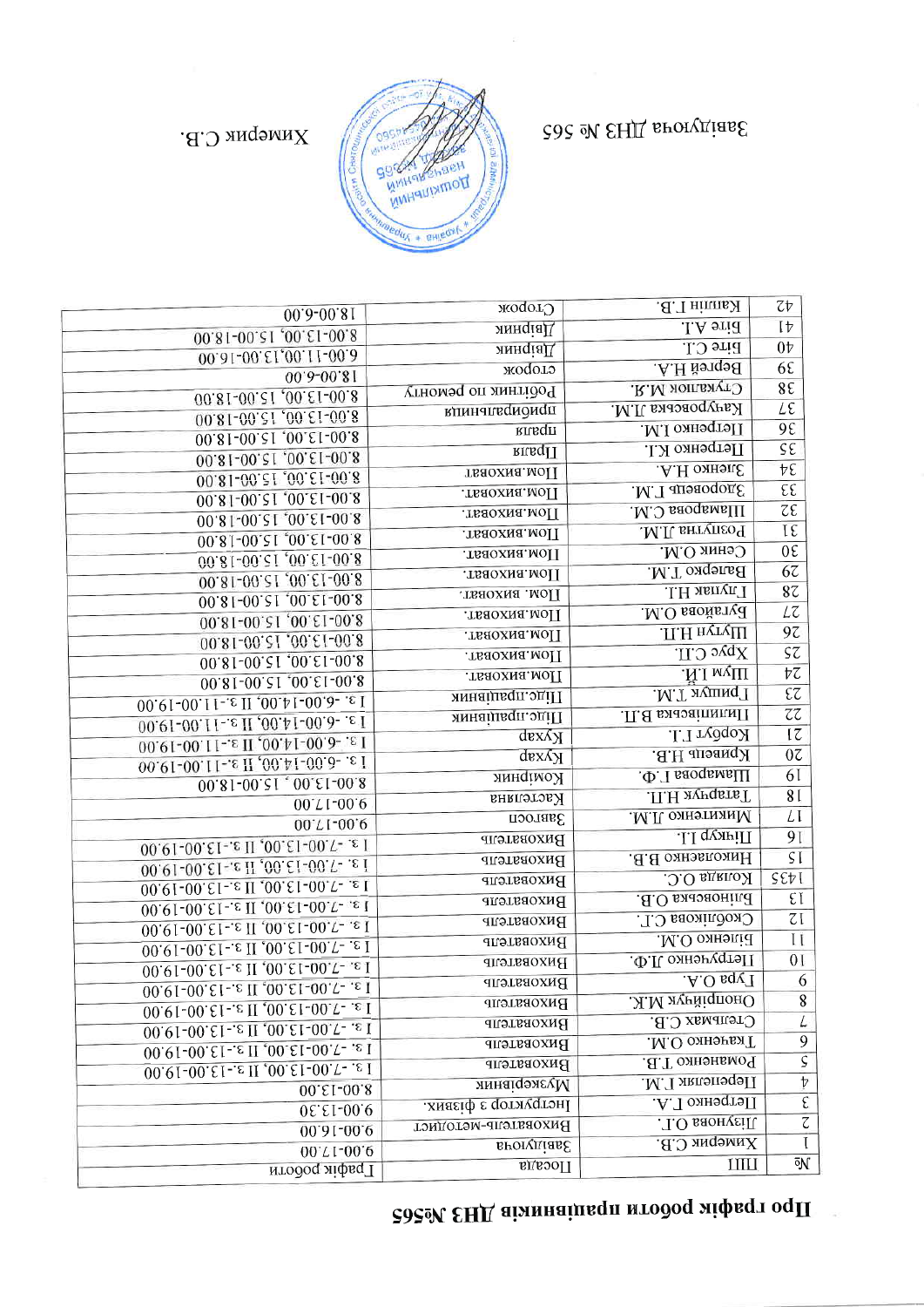# Про графік роботи працівників ДНЗ №565

| № | ПІП | Посада | Графік роботи |
|---|---|---|---|
| 1 | Химерик С.В. | Завідуюча | 9.00-17.00 |
| 2 | Ліщакова О.Г. | Вихователь-методист | 9.00-16.00 |
| 3 | Петренко Г.А. | Інструктор з фізвих. | 9.00-13.30 |
| 4 | Перепелиця Г.М. | Музкерівник | 8.00-13.00 |
| 5 | Романенко Т.В. | Вихователь | І з.-7.00-13.00, ІІ з.-13.00-19.00 |
| 6 | Ткаченко О.М. | Вихователь | І з.-7.00-13.00, ІІ з.-13.00-19.00 |
| 7 | Стельмах С.В. | Вихователь | І з.-7.00-13.00, ІІ з.-13.00-19.00 |
| 8 | Онопрійчук М.К. | Вихователь | І з.-7.00-13.00, ІІ з.-13.00-19.00 |
| 9 | Гура О.А. | Вихователь | І з.-7.00-13.00, ІІ з.-13.00-19.00 |
| 10 | Петрученко Л.Ф. | Вихователь | І з.-7.00-13.00, ІІ з.-13.00-19.00 |
| 11 | Біленко О.М. | Вихователь | І з.-7.00-13.00, ІІ з.-13.00-19.00 |
| 12 | Скобликова С.Г. | Вихователь | І з.-7.00-13.00, ІІ з.-13.00-19.00 |
| 13 | Віньовська О.В. | Вихователь | І з.-7.00-13.00, ІІ з.-13.00-19.00 |
| 14 15 | Козлова О.С. | Вихователь | І з.-7.00-13.00, ІІ з.-13.00-19.00 |
| 15 | Николаєнко В.В. | Вихователь | І з.-7.00-13.00, ІІ з.-13.00-19.00 |
| 16 | Пірцер І.Л. | Вихователь | І з.-7.00-13.00, ІІ з.-13.00-19.00 |
| 17 | Микитенко Л.М. | Завгосп | 9.00-17.00 |
| 18 | Татарчук Н.П. | Кастелянка | 9.00-17.00 |
| 19 | Шаврова Г.Ф. | Комірник | 8.00-13.00 , 15.00-18.00 |
| 20 | Кривень Н.В. | Кухар | І з.-6.00-14.00, ІІ з.-11.00-19.00 |
| 21 | Корбут Г.І. | Кухар | І з.-6.00-14.00, ІІ з.-11.00-19.00 |
| 22 | Шпилинська В.П. | Підс.працівник | І з.-6.00-14.00, ІІ з.-11.00-19.00 |
| 23 | Грицюк Т.М. | Підс.працівник | І з.-6.00-14.00, ІІ з.-11.00-19.00 |
| 24 | Шум І.Й. | Пом.виховат. | 8.00-13.00, 15.00-18.00 |
| 25 | Хрус С.П. | Пом.виховат. | 8.00-13.00, 15.00-18.00 |
| 26 | Шпут Н.П. | Пом.виховат. | 8.00-13.00, 15.00-18.00 |
| 27 | Булгакова О.М. | Пом.виховат. | 8.00-13.00, 15.00-18.00 |
| 28 | Глущак Н.І. | Пом. виховат. | 8.00-13.00, 15.00-18.00 |
| 29 | Валерко Т.М. | Пом.виховат. | 8.00-13.00, 15.00-18.00 |
| 30 | Сенчук О.М. | Пом.виховат. | 8.00-13.00, 15.00-18.00 |
| 31 | Рогулина Л.М. | Пом.виховат. | 8.00-13.00, 15.00-18.00 |
| 32 | Шаманова С.М. | Пом.виховат. | 8.00-13.00, 15.00-18.00 |
| 33 | Здоровець Г.М. | Пом.виховат. | 8.00-13.00, 15.00-18.00 |
| 34 | Зленко Н.А. | Пом.виховат. | 8.00-13.00, 15.00-18.00 |
| 35 | Петренко К.І. | Прачка | 8.00-13.00, 15.00-18.00 |
| 36 | Петренко І.М. | прачка | 8.00-13.00, 15.00-18.00 |
| 37 | Кацуровська Л.М. | прибиральниця | 8.00-13.00, 15.00-18.00 |
| 38 | Стукалюк М.Я. | Робітник по ремонту | 8.00-13.00, 15.00-18.00 |
| 39 | Верещ Н.А. | сторож | 18.00-9.00 |
| 40 | Біла С.Л. | Двірник | 6.00-11.00,13.00-16.00 |
| 41 | Біла А.І. | Двірник | 8.00-13.00, 15.00-18.00 |
| 42 | Капшук Г.В. | Сторож | 18.00-9.00 |

Завідуюча ДНЗ № 565 Химерик С.В.